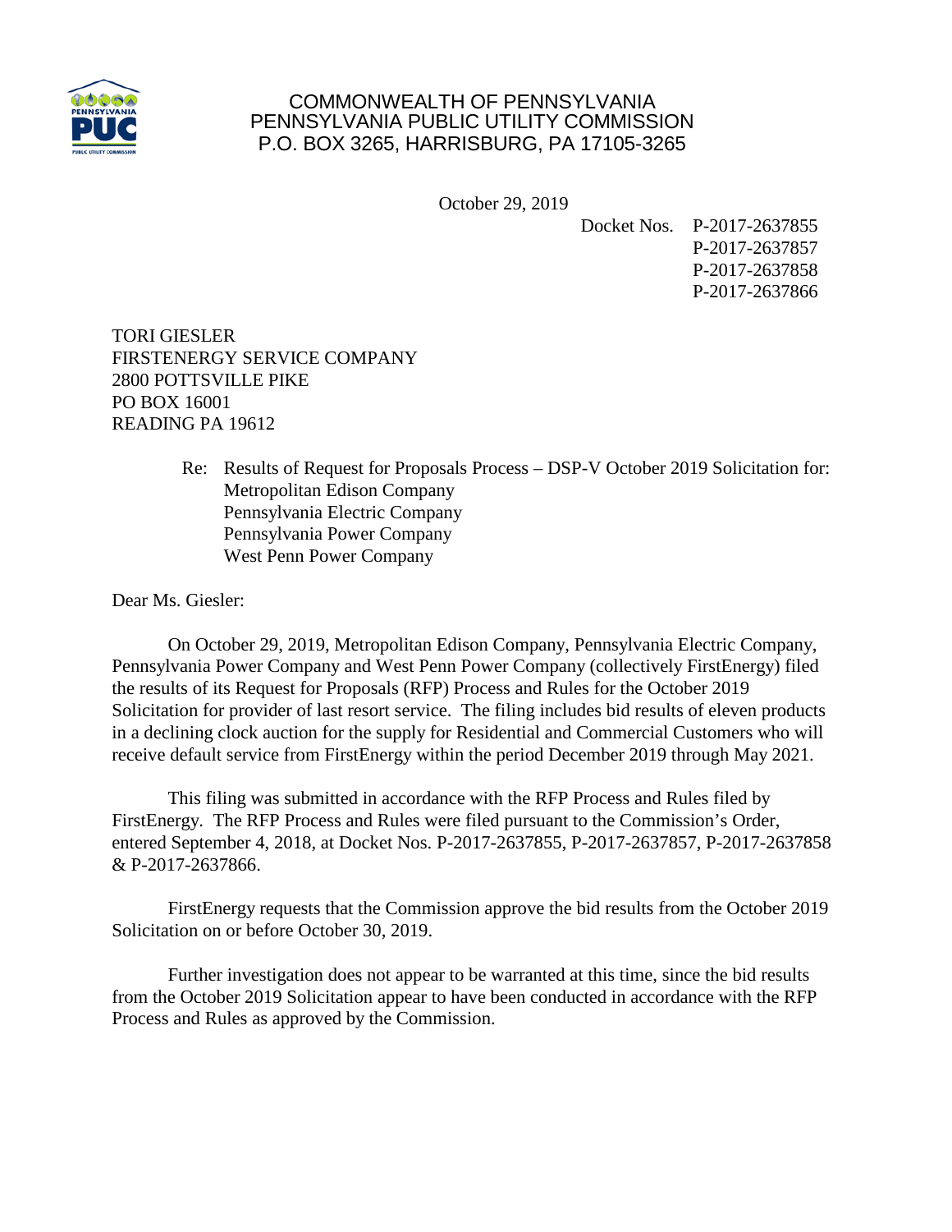COMMONWEALTH OF PENNSYLVANIA
PENNSYLVANIA PUBLIC UTILITY COMMISSION
P.O. BOX 3265, HARRISBURG, PA 17105-3265

October 29, 2019

Docket Nos. P-2017-2637855
P-2017-2637857
P-2017-2637858
P-2017-2637866

TORI GIESLER
FIRSTENERGY SERVICE COMPANY
2800 POTTSVILLE PIKE
PO BOX 16001
READING PA 19612

Re: Results of Request for Proposals Process – DSP-V October 2019 Solicitation for:
Metropolitan Edison Company
Pennsylvania Electric Company
Pennsylvania Power Company
West Penn Power Company

Dear Ms. Giesler:

On October 29, 2019, Metropolitan Edison Company, Pennsylvania Electric Company, Pennsylvania Power Company and West Penn Power Company (collectively FirstEnergy) filed the results of its Request for Proposals (RFP) Process and Rules for the October 2019 Solicitation for provider of last resort service. The filing includes bid results of eleven products in a declining clock auction for the supply for Residential and Commercial Customers who will receive default service from FirstEnergy within the period December 2019 through May 2021.

This filing was submitted in accordance with the RFP Process and Rules filed by FirstEnergy. The RFP Process and Rules were filed pursuant to the Commission's Order, entered September 4, 2018, at Docket Nos. P-2017-2637855, P-2017-2637857, P-2017-2637858 & P-2017-2637866.

FirstEnergy requests that the Commission approve the bid results from the October 2019 Solicitation on or before October 30, 2019.

Further investigation does not appear to be warranted at this time, since the bid results from the October 2019 Solicitation appear to have been conducted in accordance with the RFP Process and Rules as approved by the Commission.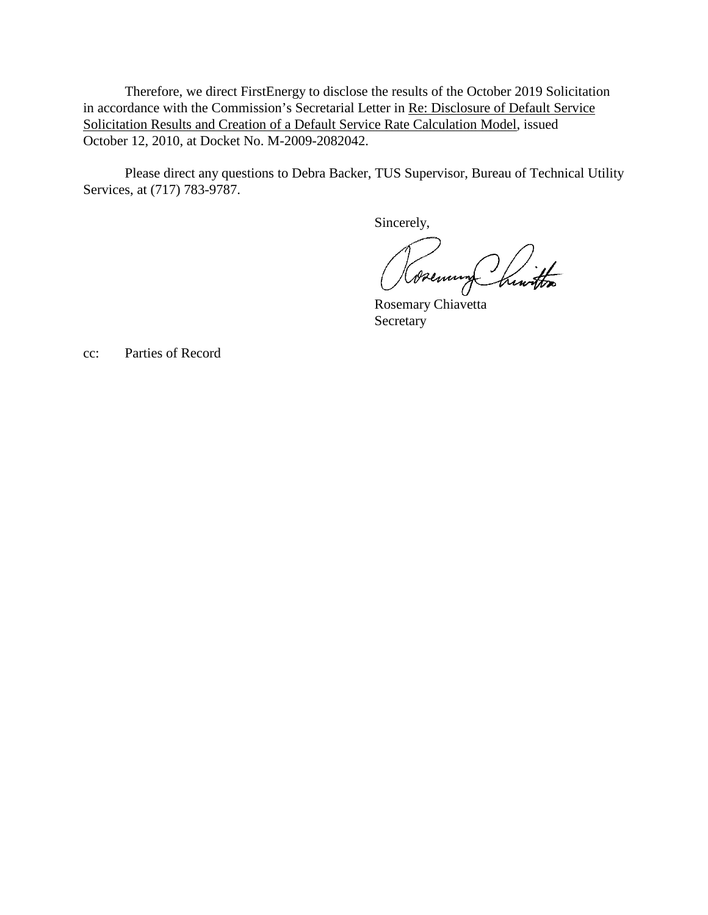Therefore, we direct FirstEnergy to disclose the results of the October 2019 Solicitation in accordance with the Commission's Secretarial Letter in Re: Disclosure of Default Service Solicitation Results and Creation of a Default Service Rate Calculation Model, issued October 12, 2010, at Docket No. M-2009-2082042.

Please direct any questions to Debra Backer, TUS Supervisor, Bureau of Technical Utility Services, at (717) 783-9787.

Sincerely,

Rosemary Chiavetta
Secretary

cc: Parties of Record